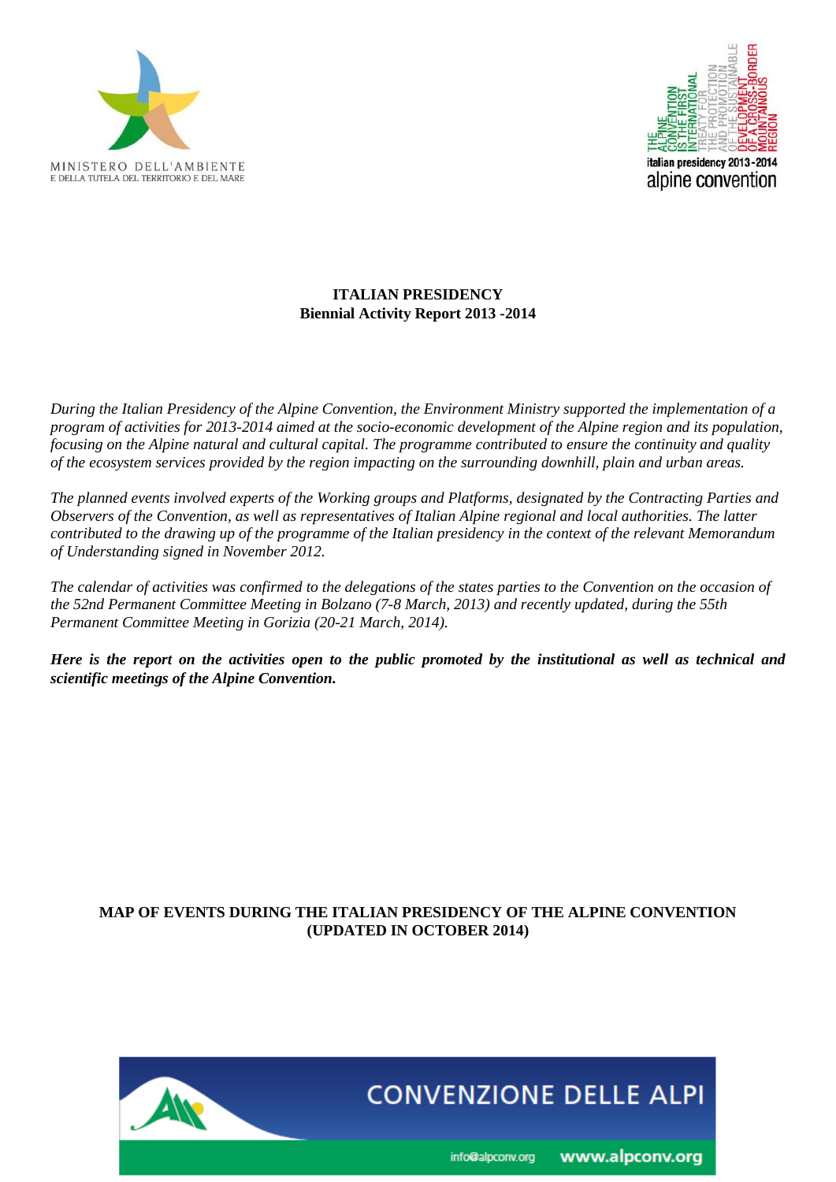MINISTERO DELL'AMBIENTE
E DELLA TUTELA DEL TERRITORIO E DEL MARE

THE ALPINE CONVENTION IS THE FIRST INTERNATIONAL TREATY FOR THE PROTECTION AND PROMOTION OF THE SUSTAINABLE DEVELOPMENT OF A CROSS-BORDER MOUNTAINOUS REGION

italian presidency 2013-2014
alpine convention

# ITALIAN PRESIDENCY
## Biennial Activity Report 2013 -2014

*During the Italian Presidency of the Alpine Convention, the Environment Ministry supported the implementation of a program of activities for 2013-2014 aimed at the socio-economic development of the Alpine region and its population, focusing on the Alpine natural and cultural capital. The programme contributed to ensure the continuity and quality of the ecosystem services provided by the region impacting on the surrounding downhill, plain and urban areas.*

*The planned events involved experts of the Working groups and Platforms, designated by the Contracting Parties and Observers of the Convention, as well as representatives of Italian Alpine regional and local authorities. The latter contributed to the drawing up of the programme of the Italian presidency in the context of the relevant Memorandum of Understanding signed in November 2012.*

*The calendar of activities was confirmed to the delegations of the states parties to the Convention on the occasion of the 52nd Permanent Committee Meeting in Bolzano (7-8 March, 2013) and recently updated, during the 55th Permanent Committee Meeting in Gorizia (20-21 March, 2014).*

***Here is the report on the activities open to the public promoted by the institutional as well as technical and scientific meetings of the Alpine Convention.***

**MAP OF EVENTS DURING THE ITALIAN PRESIDENCY OF THE ALPINE CONVENTION (UPDATED IN OCTOBER 2014)**

CONVENZIONE DELLE ALPI

info@alpconv.org www.alpconv.org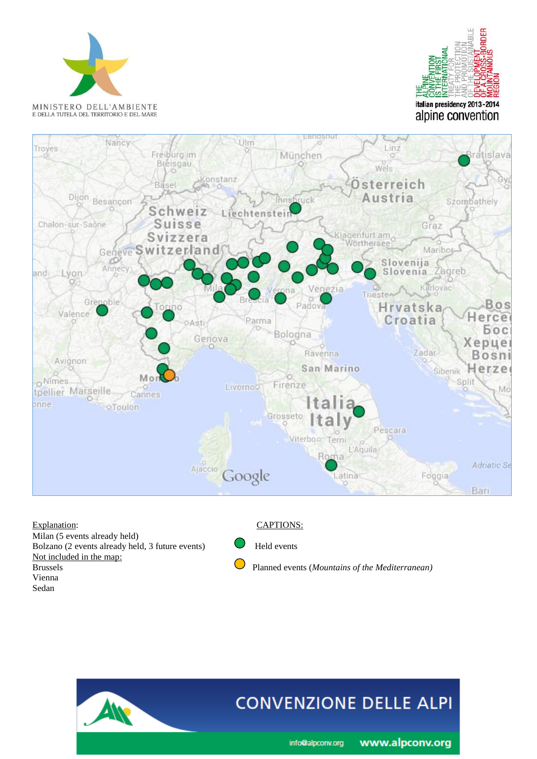Explanation:
Milan (5 events already held)
Bolzano (2 events already held, 3 future events)
Not included in the map:
Brussels
Vienna
Sedan

CAPTIONS:

Held events

Planned events (*Mountains of the Mediterranean)*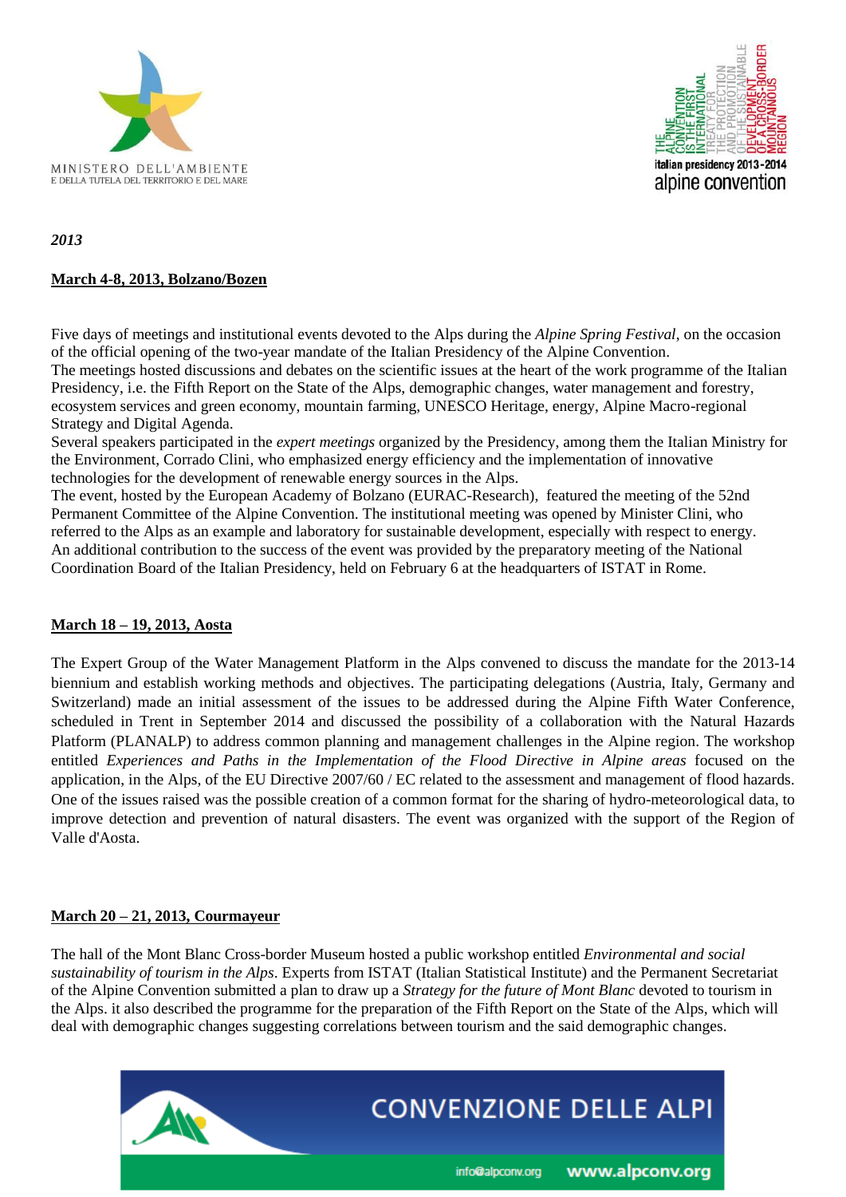*2013*

**March 4-8, 2013, Bolzano/Bozen**

Five days of meetings and institutional events devoted to the Alps during the *Alpine Spring Festival*, on the occasion of the official opening of the two-year mandate of the Italian Presidency of the Alpine Convention.
The meetings hosted discussions and debates on the scientific issues at the heart of the work programme of the Italian Presidency, i.e. the Fifth Report on the State of the Alps, demographic changes, water management and forestry, ecosystem services and green economy, mountain farming, UNESCO Heritage, energy, Alpine Macro-regional Strategy and Digital Agenda.
Several speakers participated in the *expert meetings* organized by the Presidency, among them the Italian Ministry for the Environment, Corrado Clini, who emphasized energy efficiency and the implementation of innovative technologies for the development of renewable energy sources in the Alps.
The event, hosted by the European Academy of Bolzano (EURAC-Research), featured the meeting of the 52nd Permanent Committee of the Alpine Convention. The institutional meeting was opened by Minister Clini, who referred to the Alps as an example and laboratory for sustainable development, especially with respect to energy.
An additional contribution to the success of the event was provided by the preparatory meeting of the National Coordination Board of the Italian Presidency, held on February 6 at the headquarters of ISTAT in Rome.

**March 18 – 19, 2013, Aosta**

The Expert Group of the Water Management Platform in the Alps convened to discuss the mandate for the 2013-14 biennium and establish working methods and objectives. The participating delegations (Austria, Italy, Germany and Switzerland) made an initial assessment of the issues to be addressed during the Alpine Fifth Water Conference, scheduled in Trent in September 2014 and discussed the possibility of a collaboration with the Natural Hazards Platform (PLANALP) to address common planning and management challenges in the Alpine region. The workshop entitled *Experiences and Paths in the Implementation of the Flood Directive in Alpine areas* focused on the application, in the Alps, of the EU Directive 2007/60 / EC related to the assessment and management of flood hazards. One of the issues raised was the possible creation of a common format for the sharing of hydro-meteorological data, to improve detection and prevention of natural disasters. The event was organized with the support of the Region of Valle d'Aosta.

**March 20 – 21, 2013, Courmayeur**

The hall of the Mont Blanc Cross-border Museum hosted a public workshop entitled *Environmental and social sustainability of tourism in the Alps*. Experts from ISTAT (Italian Statistical Institute) and the Permanent Secretariat of the Alpine Convention submitted a plan to draw up a *Strategy for the future of Mont Blanc* devoted to tourism in the Alps. it also described the programme for the preparation of the Fifth Report on the State of the Alps, which will deal with demographic changes suggesting correlations between tourism and the said demographic changes.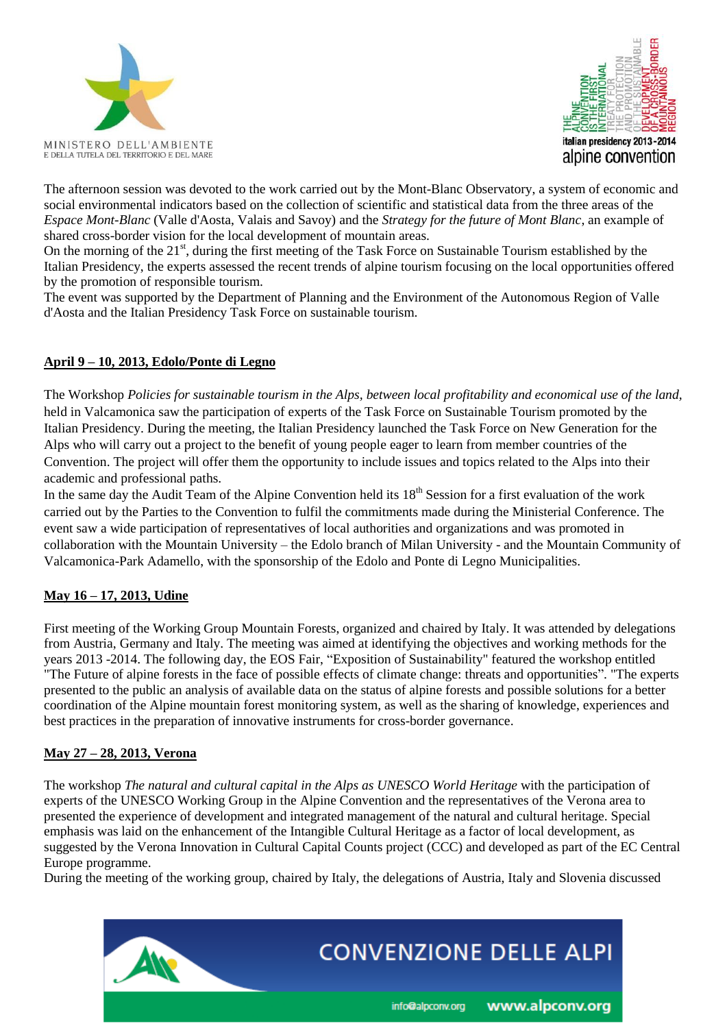The afternoon session was devoted to the work carried out by the Mont-Blanc Observatory, a system of economic and social environmental indicators based on the collection of scientific and statistical data from the three areas of the *Espace Mont-Blanc* (Valle d'Aosta, Valais and Savoy) and the *Strategy for the future of Mont Blanc*, an example of shared cross-border vision for the local development of mountain areas.
On the morning of the 21st, during the first meeting of the Task Force on Sustainable Tourism established by the Italian Presidency, the experts assessed the recent trends of alpine tourism focusing on the local opportunities offered by the promotion of responsible tourism.
The event was supported by the Department of Planning and the Environment of the Autonomous Region of Valle d'Aosta and the Italian Presidency Task Force on sustainable tourism.

**April 9 – 10, 2013, Edolo/Ponte di Legno**

The Workshop *Policies for sustainable tourism in the Alps, between local profitability and economical use of the land*, held in Valcamonica saw the participation of experts of the Task Force on Sustainable Tourism promoted by the Italian Presidency. During the meeting, the Italian Presidency launched the Task Force on New Generation for the Alps who will carry out a project to the benefit of young people eager to learn from member countries of the Convention. The project will offer them the opportunity to include issues and topics related to the Alps into their academic and professional paths.
In the same day the Audit Team of the Alpine Convention held its 18th Session for a first evaluation of the work carried out by the Parties to the Convention to fulfil the commitments made during the Ministerial Conference. The event saw a wide participation of representatives of local authorities and organizations and was promoted in collaboration with the Mountain University – the Edolo branch of Milan University - and the Mountain Community of Valcamonica-Park Adamello, with the sponsorship of the Edolo and Ponte di Legno Municipalities.

**May 16 – 17, 2013, Udine**

First meeting of the Working Group Mountain Forests, organized and chaired by Italy. It was attended by delegations from Austria, Germany and Italy. The meeting was aimed at identifying the objectives and working methods for the years 2013 -2014. The following day, the EOS Fair, "Exposition of Sustainability" featured the workshop entitled "The Future of alpine forests in the face of possible effects of climate change: threats and opportunities". "The experts presented to the public an analysis of available data on the status of alpine forests and possible solutions for a better coordination of the Alpine mountain forest monitoring system, as well as the sharing of knowledge, experiences and best practices in the preparation of innovative instruments for cross-border governance.

**May 27 – 28, 2013, Verona**

The workshop *The natural and cultural capital in the Alps as UNESCO World Heritage* with the participation of experts of the UNESCO Working Group in the Alpine Convention and the representatives of the Verona area to presented the experience of development and integrated management of the natural and cultural heritage. Special emphasis was laid on the enhancement of the Intangible Cultural Heritage as a factor of local development, as suggested by the Verona Innovation in Cultural Capital Counts project (CCC) and developed as part of the EC Central Europe programme.
During the meeting of the working group, chaired by Italy, the delegations of Austria, Italy and Slovenia discussed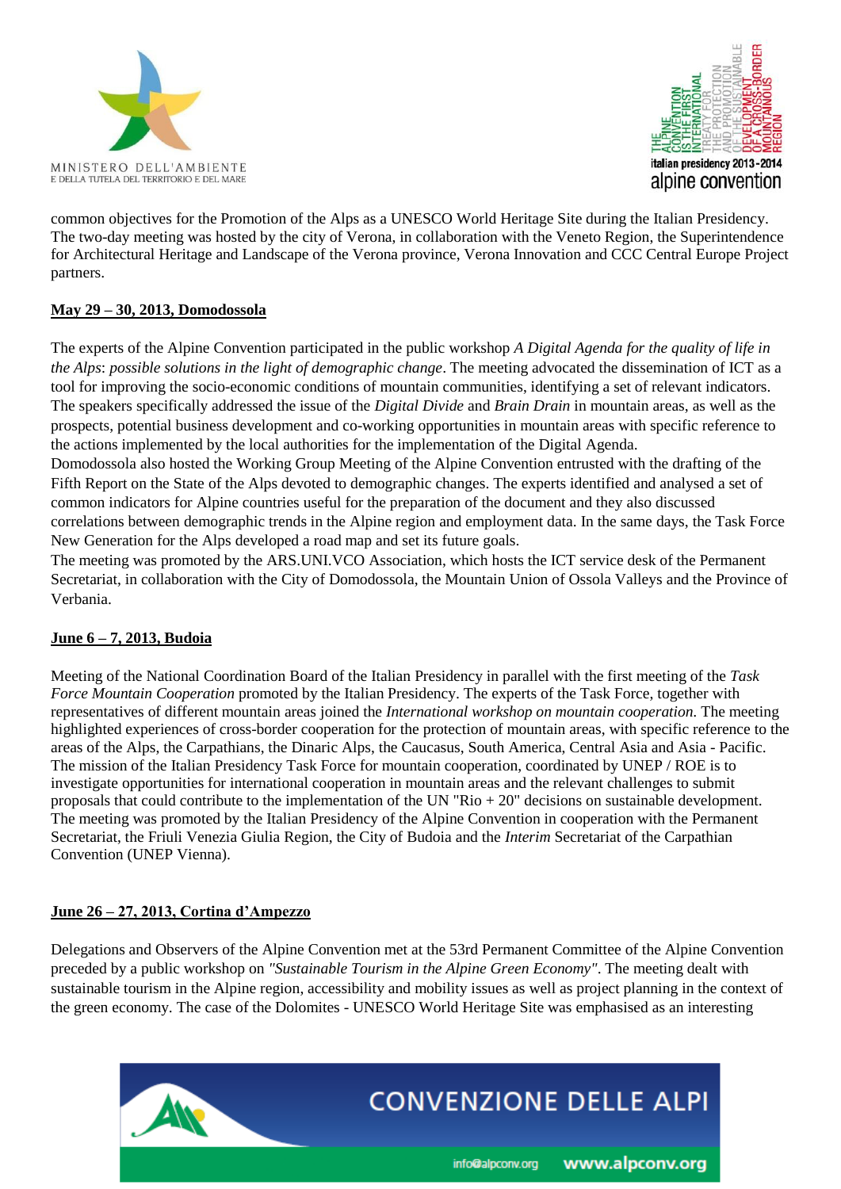common objectives for the Promotion of the Alps as a UNESCO World Heritage Site during the Italian Presidency. The two-day meeting was hosted by the city of Verona, in collaboration with the Veneto Region, the Superintendence for Architectural Heritage and Landscape of the Verona province, Verona Innovation and CCC Central Europe Project partners.

**<u>May 29 – 30, 2013, Domodossola</u>**

The experts of the Alpine Convention participated in the public workshop *A Digital Agenda for the quality of life in the Alps*: *possible solutions in the light of demographic change*. The meeting advocated the dissemination of ICT as a tool for improving the socio-economic conditions of mountain communities, identifying a set of relevant indicators. The speakers specifically addressed the issue of the *Digital Divide* and *Brain Drain* in mountain areas, as well as the prospects, potential business development and co-working opportunities in mountain areas with specific reference to the actions implemented by the local authorities for the implementation of the Digital Agenda.
Domodossola also hosted the Working Group Meeting of the Alpine Convention entrusted with the drafting of the Fifth Report on the State of the Alps devoted to demographic changes. The experts identified and analysed a set of common indicators for Alpine countries useful for the preparation of the document and they also discussed correlations between demographic trends in the Alpine region and employment data. In the same days, the Task Force New Generation for the Alps developed a road map and set its future goals.
The meeting was promoted by the ARS.UNI.VCO Association, which hosts the ICT service desk of the Permanent Secretariat, in collaboration with the City of Domodossola, the Mountain Union of Ossola Valleys and the Province of Verbania.

**<u>June 6 – 7, 2013, Budoia</u>**

Meeting of the National Coordination Board of the Italian Presidency in parallel with the first meeting of the *Task Force Mountain Cooperation* promoted by the Italian Presidency. The experts of the Task Force, together with representatives of different mountain areas joined the *International workshop on mountain cooperation*. The meeting highlighted experiences of cross-border cooperation for the protection of mountain areas, with specific reference to the areas of the Alps, the Carpathians, the Dinaric Alps, the Caucasus, South America, Central Asia and Asia - Pacific.
The mission of the Italian Presidency Task Force for mountain cooperation, coordinated by UNEP / ROE is to investigate opportunities for international cooperation in mountain areas and the relevant challenges to submit proposals that could contribute to the implementation of the UN "Rio + 20" decisions on sustainable development. The meeting was promoted by the Italian Presidency of the Alpine Convention in cooperation with the Permanent Secretariat, the Friuli Venezia Giulia Region, the City of Budoia and the *Interim* Secretariat of the Carpathian Convention (UNEP Vienna).

**<u>June 26 – 27, 2013, Cortina d'Ampezzo</u>**

Delegations and Observers of the Alpine Convention met at the 53rd Permanent Committee of the Alpine Convention preceded by a public workshop on *"Sustainable Tourism in the Alpine Green Economy"*. The meeting dealt with sustainable tourism in the Alpine region, accessibility and mobility issues as well as project planning in the context of the green economy. The case of the Dolomites - UNESCO World Heritage Site was emphasised as an interesting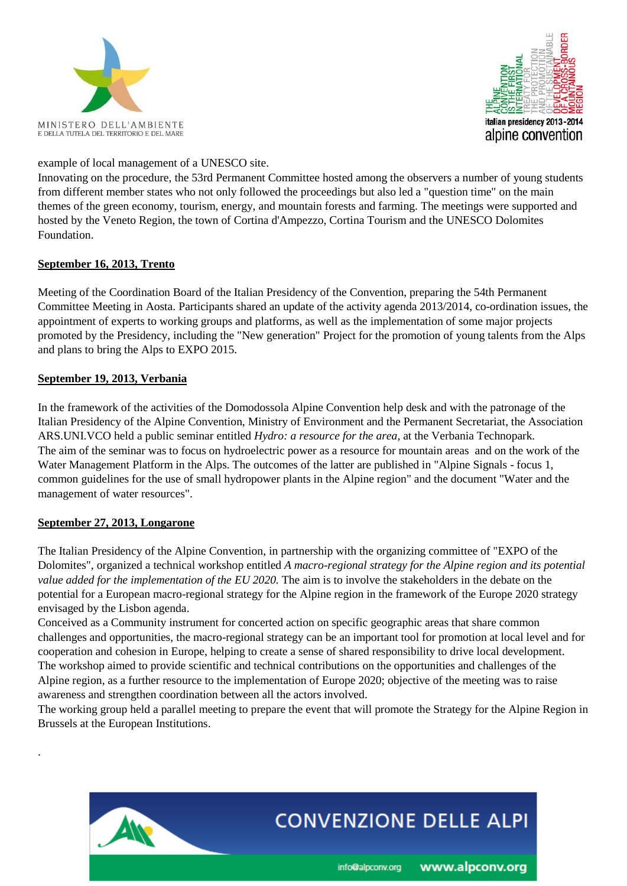example of local management of a UNESCO site.
Innovating on the procedure, the 53rd Permanent Committee hosted among the observers a number of young students from different member states who not only followed the proceedings but also led a "question time" on the main themes of the green economy, tourism, energy, and mountain forests and farming. The meetings were supported and hosted by the Veneto Region, the town of Cortina d'Ampezzo, Cortina Tourism and the UNESCO Dolomites Foundation.

**September 16, 2013, Trento**

Meeting of the Coordination Board of the Italian Presidency of the Convention, preparing the 54th Permanent Committee Meeting in Aosta. Participants shared an update of the activity agenda 2013/2014, co-ordination issues, the appointment of experts to working groups and platforms, as well as the implementation of some major projects promoted by the Presidency, including the "New generation" Project for the promotion of young talents from the Alps and plans to bring the Alps to EXPO 2015.

**September 19, 2013, Verbania**

In the framework of the activities of the Domodossola Alpine Convention help desk and with the patronage of the Italian Presidency of the Alpine Convention, Ministry of Environment and the Permanent Secretariat, the Association ARS.UNI.VCO held a public seminar entitled *Hydro: a resource for the area*, at the Verbania Technopark.
The aim of the seminar was to focus on hydroelectric power as a resource for mountain areas and on the work of the Water Management Platform in the Alps. The outcomes of the latter are published in "Alpine Signals - focus 1, common guidelines for the use of small hydropower plants in the Alpine region" and the document "Water and the management of water resources".

**September 27, 2013, Longarone**

The Italian Presidency of the Alpine Convention, in partnership with the organizing committee of "EXPO of the Dolomites", organized a technical workshop entitled *A macro-regional strategy for the Alpine region and its potential value added for the implementation of the EU 2020.* The aim is to involve the stakeholders in the debate on the potential for a European macro-regional strategy for the Alpine region in the framework of the Europe 2020 strategy envisaged by the Lisbon agenda.
Conceived as a Community instrument for concerted action on specific geographic areas that share common challenges and opportunities, the macro-regional strategy can be an important tool for promotion at local level and for cooperation and cohesion in Europe, helping to create a sense of shared responsibility to drive local development.
The workshop aimed to provide scientific and technical contributions on the opportunities and challenges of the Alpine region, as a further resource to the implementation of Europe 2020; objective of the meeting was to raise awareness and strengthen coordination between all the actors involved.
The working group held a parallel meeting to prepare the event that will promote the Strategy for the Alpine Region in Brussels at the European Institutions.

.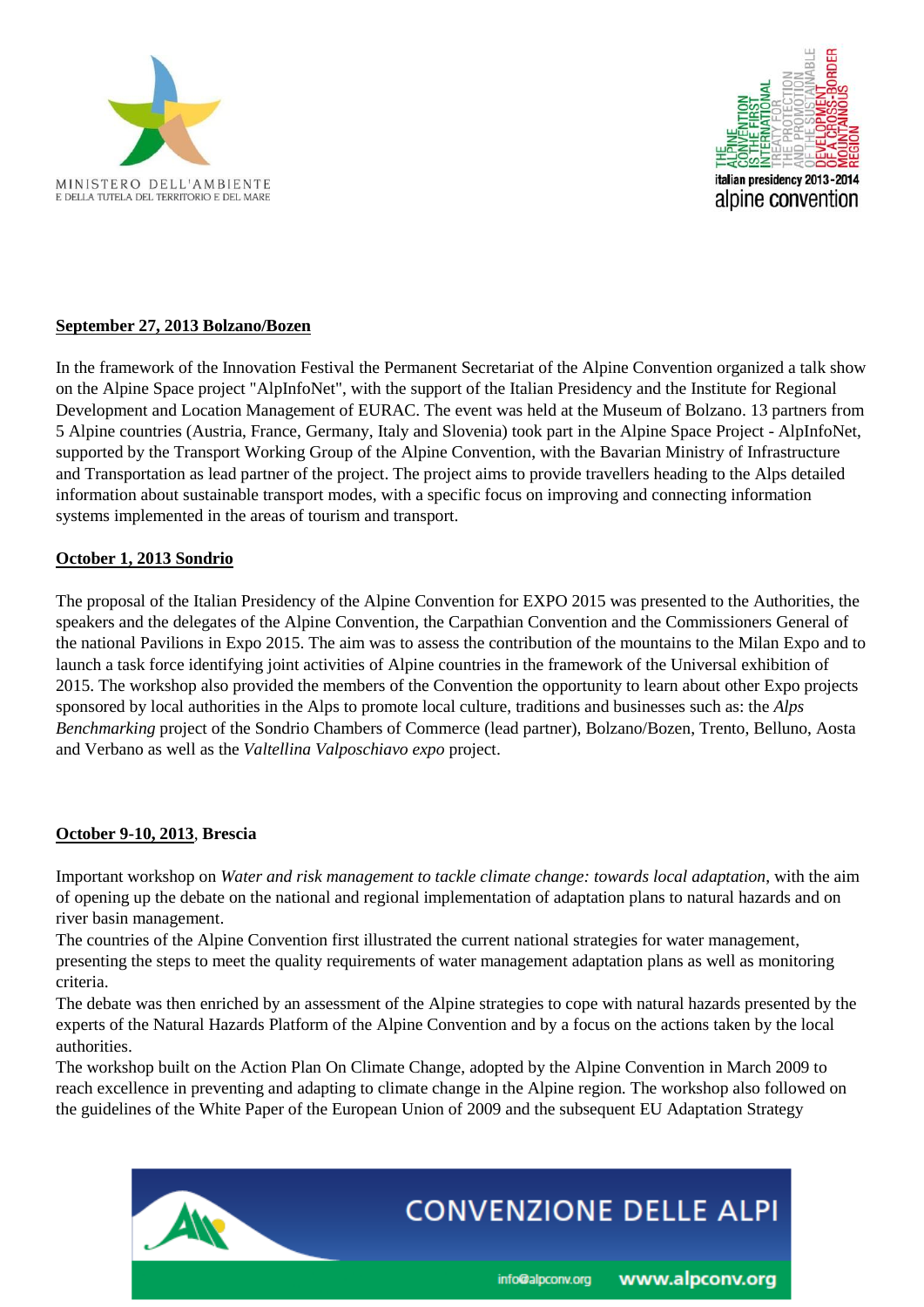**September 27, 2013 Bolzano/Bozen**

In the framework of the Innovation Festival the Permanent Secretariat of the Alpine Convention organized a talk show on the Alpine Space project "AlpInfoNet", with the support of the Italian Presidency and the Institute for Regional Development and Location Management of EURAC. The event was held at the Museum of Bolzano. 13 partners from 5 Alpine countries (Austria, France, Germany, Italy and Slovenia) took part in the Alpine Space Project - AlpInfoNet, supported by the Transport Working Group of the Alpine Convention, with the Bavarian Ministry of Infrastructure and Transportation as lead partner of the project. The project aims to provide travellers heading to the Alps detailed information about sustainable transport modes, with a specific focus on improving and connecting information systems implemented in the areas of tourism and transport.

**October 1, 2013 Sondrio**

The proposal of the Italian Presidency of the Alpine Convention for EXPO 2015 was presented to the Authorities, the speakers and the delegates of the Alpine Convention, the Carpathian Convention and the Commissioners General of the national Pavilions in Expo 2015. The aim was to assess the contribution of the mountains to the Milan Expo and to launch a task force identifying joint activities of Alpine countries in the framework of the Universal exhibition of 2015. The workshop also provided the members of the Convention the opportunity to learn about other Expo projects sponsored by local authorities in the Alps to promote local culture, traditions and businesses such as: the *Alps Benchmarking* project of the Sondrio Chambers of Commerce (lead partner), Bolzano/Bozen, Trento, Belluno, Aosta and Verbano as well as the *Valtellina Valposchiavo expo* project.

**October 9-10, 2013, Brescia**

Important workshop on *Water and risk management to tackle climate change: towards local adaptation*, with the aim of opening up the debate on the national and regional implementation of adaptation plans to natural hazards and on river basin management.

The countries of the Alpine Convention first illustrated the current national strategies for water management, presenting the steps to meet the quality requirements of water management adaptation plans as well as monitoring criteria.

The debate was then enriched by an assessment of the Alpine strategies to cope with natural hazards presented by the experts of the Natural Hazards Platform of the Alpine Convention and by a focus on the actions taken by the local authorities.

The workshop built on the Action Plan On Climate Change, adopted by the Alpine Convention in March 2009 to reach excellence in preventing and adapting to climate change in the Alpine region. The workshop also followed on the guidelines of the White Paper of the European Union of 2009 and the subsequent EU Adaptation Strategy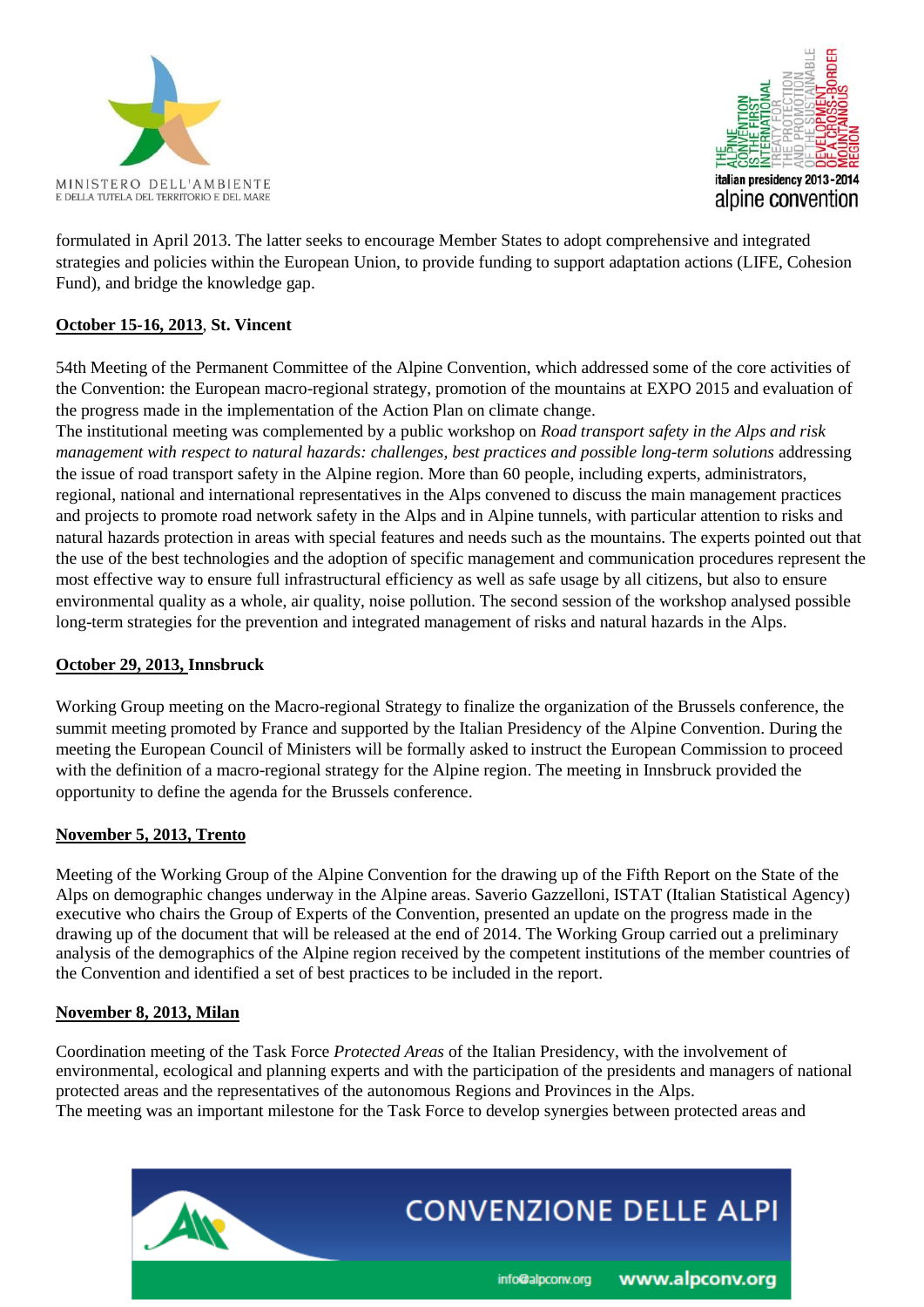formulated in April 2013. The latter seeks to encourage Member States to adopt comprehensive and integrated strategies and policies within the European Union, to provide funding to support adaptation actions (LIFE, Cohesion Fund), and bridge the knowledge gap.

**October 15-16, 2013, St. Vincent**

54th Meeting of the Permanent Committee of the Alpine Convention, which addressed some of the core activities of the Convention: the European macro-regional strategy, promotion of the mountains at EXPO 2015 and evaluation of the progress made in the implementation of the Action Plan on climate change.
The institutional meeting was complemented by a public workshop on *Road transport safety in the Alps and risk management with respect to natural hazards: challenges, best practices and possible long-term solutions* addressing the issue of road transport safety in the Alpine region. More than 60 people, including experts, administrators, regional, national and international representatives in the Alps convened to discuss the main management practices and projects to promote road network safety in the Alps and in Alpine tunnels, with particular attention to risks and natural hazards protection in areas with special features and needs such as the mountains. The experts pointed out that the use of the best technologies and the adoption of specific management and communication procedures represent the most effective way to ensure full infrastructural efficiency as well as safe usage by all citizens, but also to ensure environmental quality as a whole, air quality, noise pollution. The second session of the workshop analysed possible long-term strategies for the prevention and integrated management of risks and natural hazards in the Alps.

**October 29, 2013, Innsbruck**

Working Group meeting on the Macro-regional Strategy to finalize the organization of the Brussels conference, the summit meeting promoted by France and supported by the Italian Presidency of the Alpine Convention. During the meeting the European Council of Ministers will be formally asked to instruct the European Commission to proceed with the definition of a macro-regional strategy for the Alpine region. The meeting in Innsbruck provided the opportunity to define the agenda for the Brussels conference.

**November 5, 2013, Trento**

Meeting of the Working Group of the Alpine Convention for the drawing up of the Fifth Report on the State of the Alps on demographic changes underway in the Alpine areas. Saverio Gazzelloni, ISTAT (Italian Statistical Agency) executive who chairs the Group of Experts of the Convention, presented an update on the progress made in the drawing up of the document that will be released at the end of 2014. The Working Group carried out a preliminary analysis of the demographics of the Alpine region received by the competent institutions of the member countries of the Convention and identified a set of best practices to be included in the report.

**November 8, 2013, Milan**

Coordination meeting of the Task Force *Protected Areas* of the Italian Presidency, with the involvement of environmental, ecological and planning experts and with the participation of the presidents and managers of national protected areas and the representatives of the autonomous Regions and Provinces in the Alps.
The meeting was an important milestone for the Task Force to develop synergies between protected areas and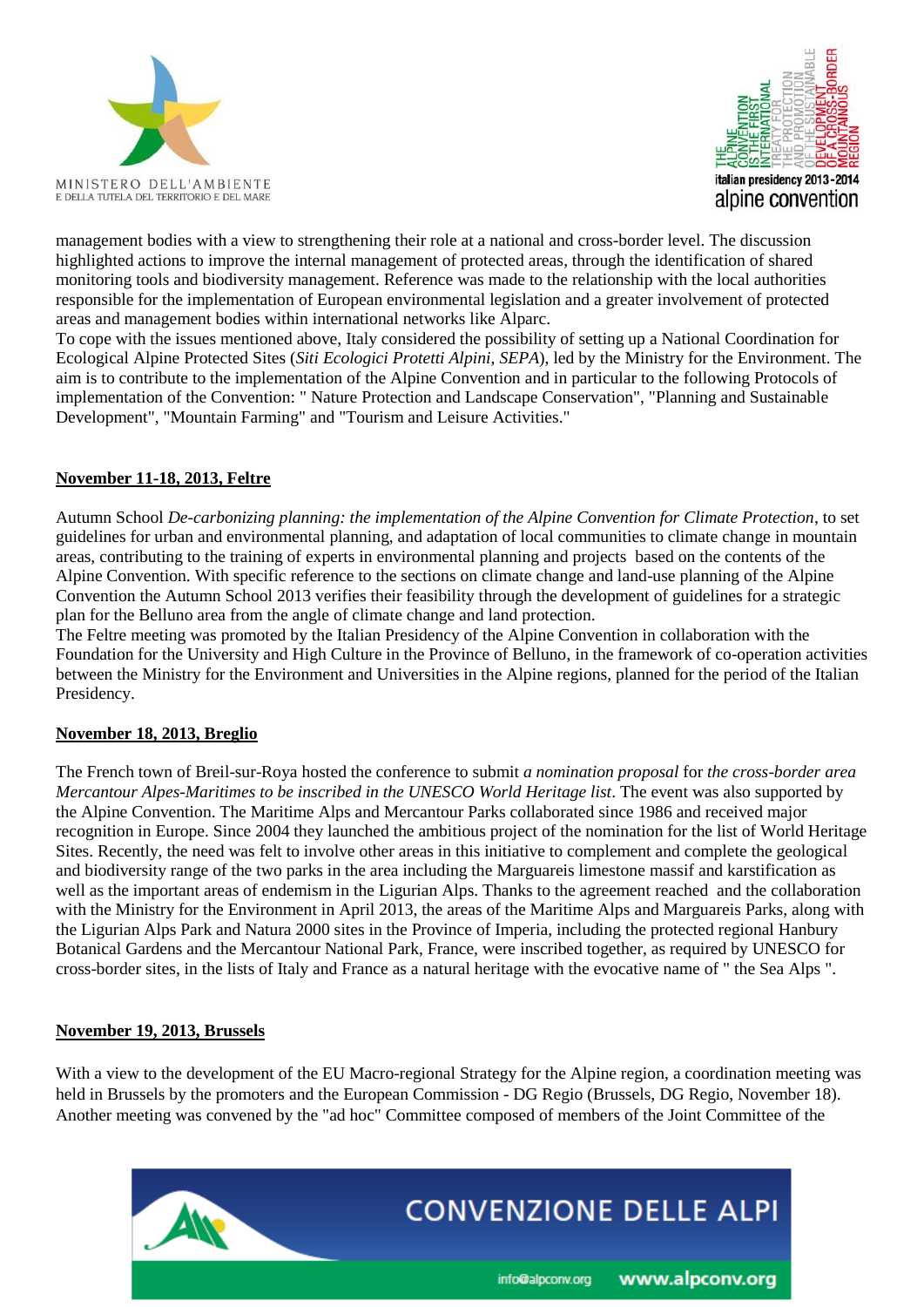management bodies with a view to strengthening their role at a national and cross-border level. The discussion highlighted actions to improve the internal management of protected areas, through the identification of shared monitoring tools and biodiversity management. Reference was made to the relationship with the local authorities responsible for the implementation of European environmental legislation and a greater involvement of protected areas and management bodies within international networks like Alparc.
To cope with the issues mentioned above, Italy considered the possibility of setting up a National Coordination for Ecological Alpine Protected Sites (*Siti Ecologici Protetti Alpini, SEPA*), led by the Ministry for the Environment. The aim is to contribute to the implementation of the Alpine Convention and in particular to the following Protocols of implementation of the Convention: " Nature Protection and Landscape Conservation", "Planning and Sustainable Development", "Mountain Farming" and "Tourism and Leisure Activities."

**November 11-18, 2013, Feltre**

Autumn School *De-carbonizing planning: the implementation of the Alpine Convention for Climate Protection*, to set guidelines for urban and environmental planning, and adaptation of local communities to climate change in mountain areas, contributing to the training of experts in environmental planning and projects based on the contents of the Alpine Convention. With specific reference to the sections on climate change and land-use planning of the Alpine Convention the Autumn School 2013 verifies their feasibility through the development of guidelines for a strategic plan for the Belluno area from the angle of climate change and land protection.
The Feltre meeting was promoted by the Italian Presidency of the Alpine Convention in collaboration with the Foundation for the University and High Culture in the Province of Belluno, in the framework of co-operation activities between the Ministry for the Environment and Universities in the Alpine regions, planned for the period of the Italian Presidency.

**November 18, 2013, Breglio**

The French town of Breil-sur-Roya hosted the conference to submit *a nomination proposal* for *the cross-border area Mercantour Alpes-Maritimes to be inscribed in the UNESCO World Heritage list*. The event was also supported by the Alpine Convention. The Maritime Alps and Mercantour Parks collaborated since 1986 and received major recognition in Europe. Since 2004 they launched the ambitious project of the nomination for the list of World Heritage Sites. Recently, the need was felt to involve other areas in this initiative to complement and complete the geological and biodiversity range of the two parks in the area including the Marguareis limestone massif and karstification as well as the important areas of endemism in the Ligurian Alps. Thanks to the agreement reached and the collaboration with the Ministry for the Environment in April 2013, the areas of the Maritime Alps and Marguareis Parks, along with the Ligurian Alps Park and Natura 2000 sites in the Province of Imperia, including the protected regional Hanbury Botanical Gardens and the Mercantour National Park, France, were inscribed together, as required by UNESCO for cross-border sites, in the lists of Italy and France as a natural heritage with the evocative name of " the Sea Alps ".

**November 19, 2013, Brussels**

With a view to the development of the EU Macro-regional Strategy for the Alpine region, a coordination meeting was held in Brussels by the promoters and the European Commission - DG Regio (Brussels, DG Regio, November 18). Another meeting was convened by the "ad hoc" Committee composed of members of the Joint Committee of the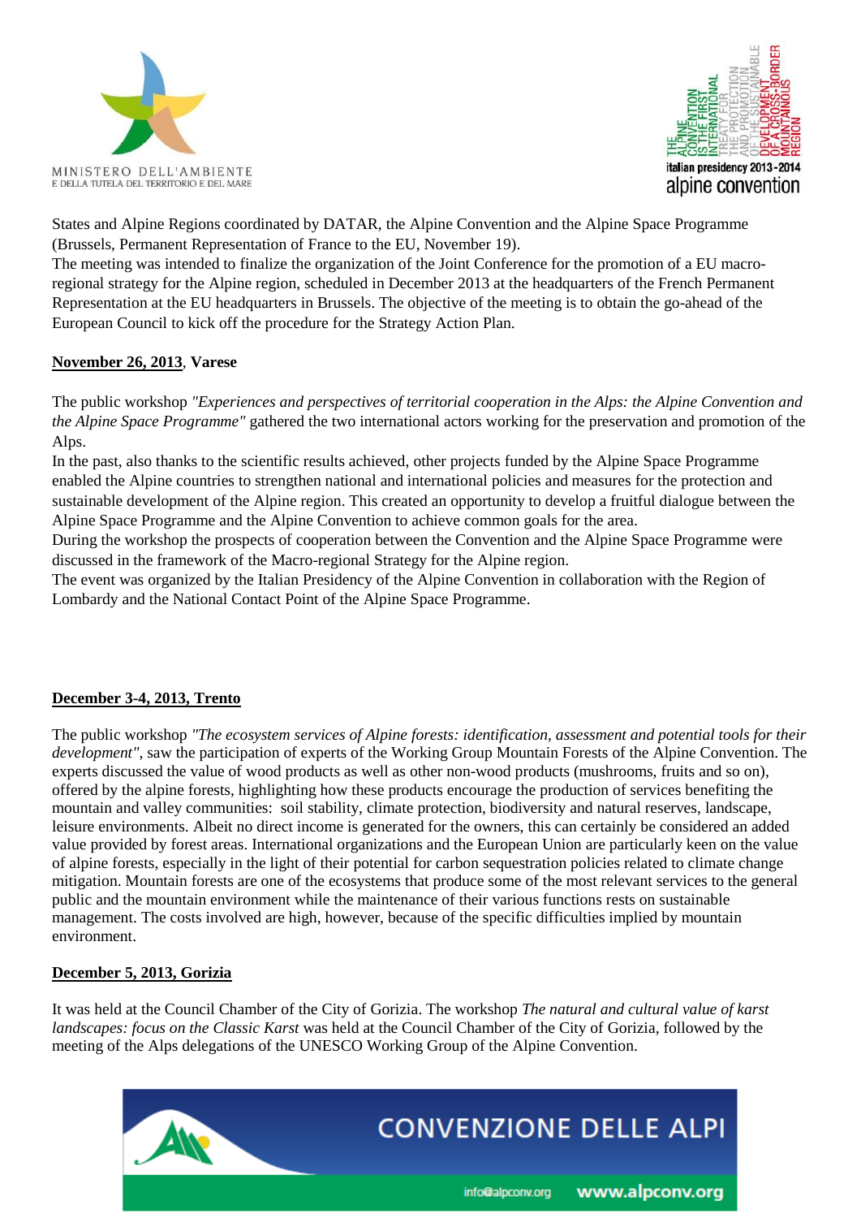States and Alpine Regions coordinated by DATAR, the Alpine Convention and the Alpine Space Programme (Brussels, Permanent Representation of France to the EU, November 19).
The meeting was intended to finalize the organization of the Joint Conference for the promotion of a EU macro-regional strategy for the Alpine region, scheduled in December 2013 at the headquarters of the French Permanent Representation at the EU headquarters in Brussels. The objective of the meeting is to obtain the go-ahead of the European Council to kick off the procedure for the Strategy Action Plan.

**November 26, 2013, Varese**

The public workshop *"Experiences and perspectives of territorial cooperation in the Alps: the Alpine Convention and the Alpine Space Programme"* gathered the two international actors working for the preservation and promotion of the Alps.
In the past, also thanks to the scientific results achieved, other projects funded by the Alpine Space Programme enabled the Alpine countries to strengthen national and international policies and measures for the protection and sustainable development of the Alpine region. This created an opportunity to develop a fruitful dialogue between the Alpine Space Programme and the Alpine Convention to achieve common goals for the area.
During the workshop the prospects of cooperation between the Convention and the Alpine Space Programme were discussed in the framework of the Macro-regional Strategy for the Alpine region.
The event was organized by the Italian Presidency of the Alpine Convention in collaboration with the Region of Lombardy and the National Contact Point of the Alpine Space Programme.

**December 3-4, 2013, Trento**

The public workshop *"The ecosystem services of Alpine forests: identification, assessment and potential tools for their development"*, saw the participation of experts of the Working Group Mountain Forests of the Alpine Convention. The experts discussed the value of wood products as well as other non-wood products (mushrooms, fruits and so on), offered by the alpine forests, highlighting how these products encourage the production of services benefiting the mountain and valley communities: soil stability, climate protection, biodiversity and natural reserves, landscape, leisure environments. Albeit no direct income is generated for the owners, this can certainly be considered an added value provided by forest areas. International organizations and the European Union are particularly keen on the value of alpine forests, especially in the light of their potential for carbon sequestration policies related to climate change mitigation. Mountain forests are one of the ecosystems that produce some of the most relevant services to the general public and the mountain environment while the maintenance of their various functions rests on sustainable management. The costs involved are high, however, because of the specific difficulties implied by mountain environment.

**December 5, 2013, Gorizia**

It was held at the Council Chamber of the City of Gorizia. The workshop *The natural and cultural value of karst landscapes: focus on the Classic Karst* was held at the Council Chamber of the City of Gorizia, followed by the meeting of the Alps delegations of the UNESCO Working Group of the Alpine Convention.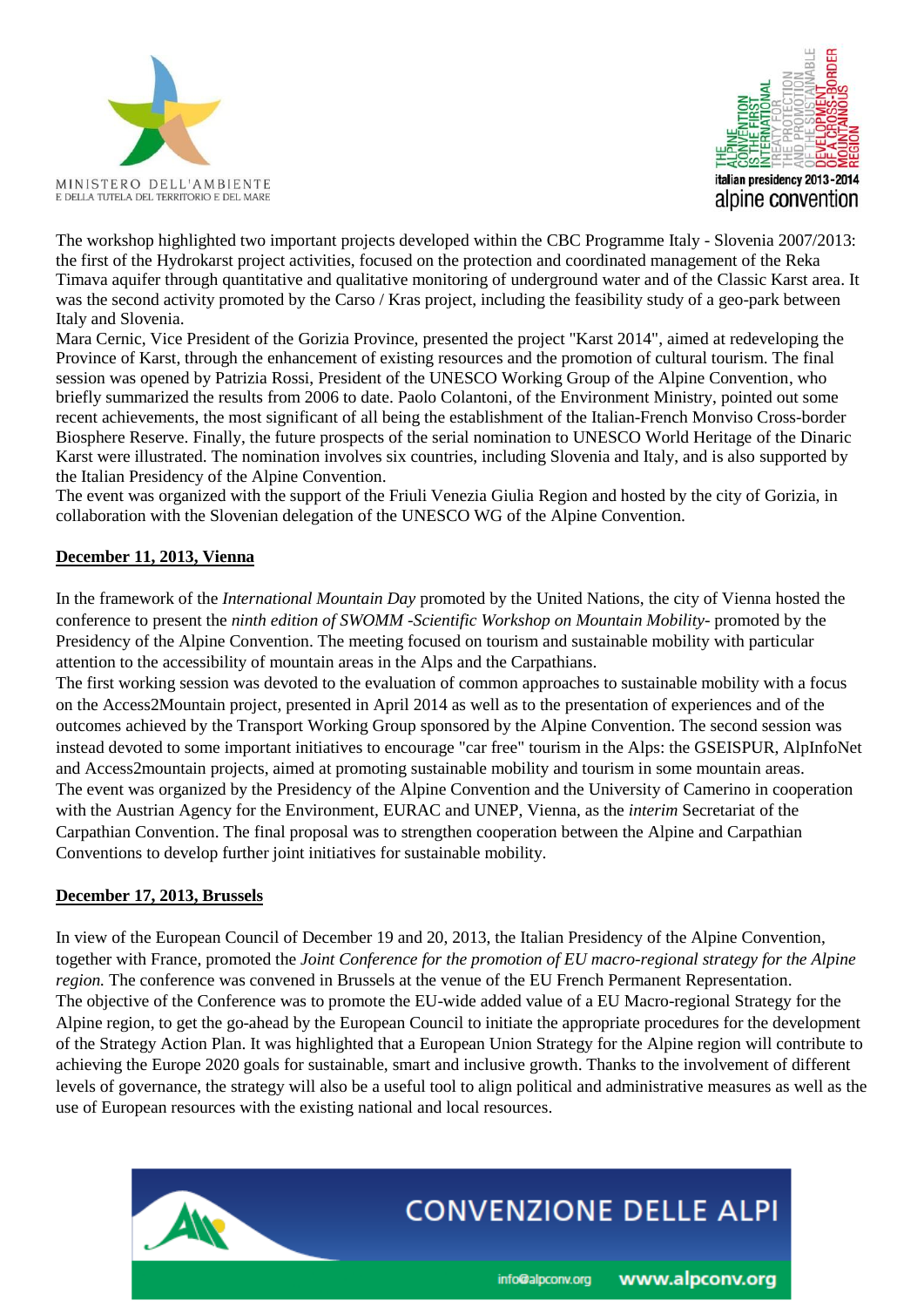The workshop highlighted two important projects developed within the CBC Programme Italy - Slovenia 2007/2013: the first of the Hydrokarst project activities, focused on the protection and coordinated management of the Reka Timava aquifer through quantitative and qualitative monitoring of underground water and of the Classic Karst area. It was the second activity promoted by the Carso / Kras project, including the feasibility study of a geo-park between Italy and Slovenia.

Mara Cernic, Vice President of the Gorizia Province, presented the project "Karst 2014", aimed at redeveloping the Province of Karst, through the enhancement of existing resources and the promotion of cultural tourism. The final session was opened by Patrizia Rossi, President of the UNESCO Working Group of the Alpine Convention, who briefly summarized the results from 2006 to date. Paolo Colantoni, of the Environment Ministry, pointed out some recent achievements, the most significant of all being the establishment of the Italian-French Monviso Cross-border Biosphere Reserve. Finally, the future prospects of the serial nomination to UNESCO World Heritage of the Dinaric Karst were illustrated. The nomination involves six countries, including Slovenia and Italy, and is also supported by the Italian Presidency of the Alpine Convention.

The event was organized with the support of the Friuli Venezia Giulia Region and hosted by the city of Gorizia, in collaboration with the Slovenian delegation of the UNESCO WG of the Alpine Convention.

**December 11, 2013, Vienna**

In the framework of the *International Mountain Day* promoted by the United Nations, the city of Vienna hosted the conference to present the *ninth edition of SWOMM -Scientific Workshop on Mountain Mobility-* promoted by the Presidency of the Alpine Convention. The meeting focused on tourism and sustainable mobility with particular attention to the accessibility of mountain areas in the Alps and the Carpathians.

The first working session was devoted to the evaluation of common approaches to sustainable mobility with a focus on the Access2Mountain project, presented in April 2014 as well as to the presentation of experiences and of the outcomes achieved by the Transport Working Group sponsored by the Alpine Convention. The second session was instead devoted to some important initiatives to encourage "car free" tourism in the Alps: the GSEISPUR, AlpInfoNet and Access2mountain projects, aimed at promoting sustainable mobility and tourism in some mountain areas.

The event was organized by the Presidency of the Alpine Convention and the University of Camerino in cooperation with the Austrian Agency for the Environment, EURAC and UNEP, Vienna, as the *interim* Secretariat of the Carpathian Convention. The final proposal was to strengthen cooperation between the Alpine and Carpathian Conventions to develop further joint initiatives for sustainable mobility.

**December 17, 2013, Brussels**

In view of the European Council of December 19 and 20, 2013, the Italian Presidency of the Alpine Convention, together with France, promoted the *Joint Conference for the promotion of EU macro-regional strategy for the Alpine region.* The conference was convened in Brussels at the venue of the EU French Permanent Representation.

The objective of the Conference was to promote the EU-wide added value of a EU Macro-regional Strategy for the Alpine region, to get the go-ahead by the European Council to initiate the appropriate procedures for the development of the Strategy Action Plan. It was highlighted that a European Union Strategy for the Alpine region will contribute to achieving the Europe 2020 goals for sustainable, smart and inclusive growth. Thanks to the involvement of different levels of governance, the strategy will also be a useful tool to align political and administrative measures as well as the use of European resources with the existing national and local resources.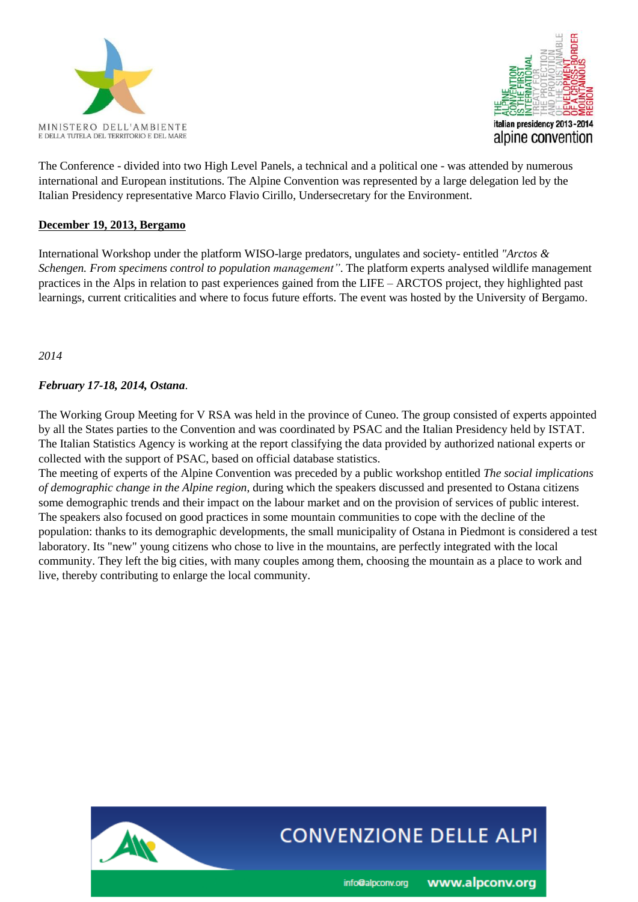The Conference - divided into two High Level Panels, a technical and a political one - was attended by numerous international and European institutions. The Alpine Convention was represented by a large delegation led by the Italian Presidency representative Marco Flavio Cirillo, Undersecretary for the Environment.

**December 19, 2013, Bergamo**

International Workshop under the platform WISO-large predators, ungulates and society- entitled *"Arctos & Schengen. From specimens control to population management"*. The platform experts analysed wildlife management practices in the Alps in relation to past experiences gained from the LIFE – ARCTOS project, they highlighted past learnings, current criticalities and where to focus future efforts. The event was hosted by the University of Bergamo.

*2014*

***February 17-18, 2014, Ostana***.

The Working Group Meeting for V RSA was held in the province of Cuneo. The group consisted of experts appointed by all the States parties to the Convention and was coordinated by PSAC and the Italian Presidency held by ISTAT. The Italian Statistics Agency is working at the report classifying the data provided by authorized national experts or collected with the support of PSAC, based on official database statistics.
The meeting of experts of the Alpine Convention was preceded by a public workshop entitled *The social implications of demographic change in the Alpine region*, during which the speakers discussed and presented to Ostana citizens some demographic trends and their impact on the labour market and on the provision of services of public interest. The speakers also focused on good practices in some mountain communities to cope with the decline of the population: thanks to its demographic developments, the small municipality of Ostana in Piedmont is considered a test laboratory. Its "new" young citizens who chose to live in the mountains, are perfectly integrated with the local community. They left the big cities, with many couples among them, choosing the mountain as a place to work and live, thereby contributing to enlarge the local community.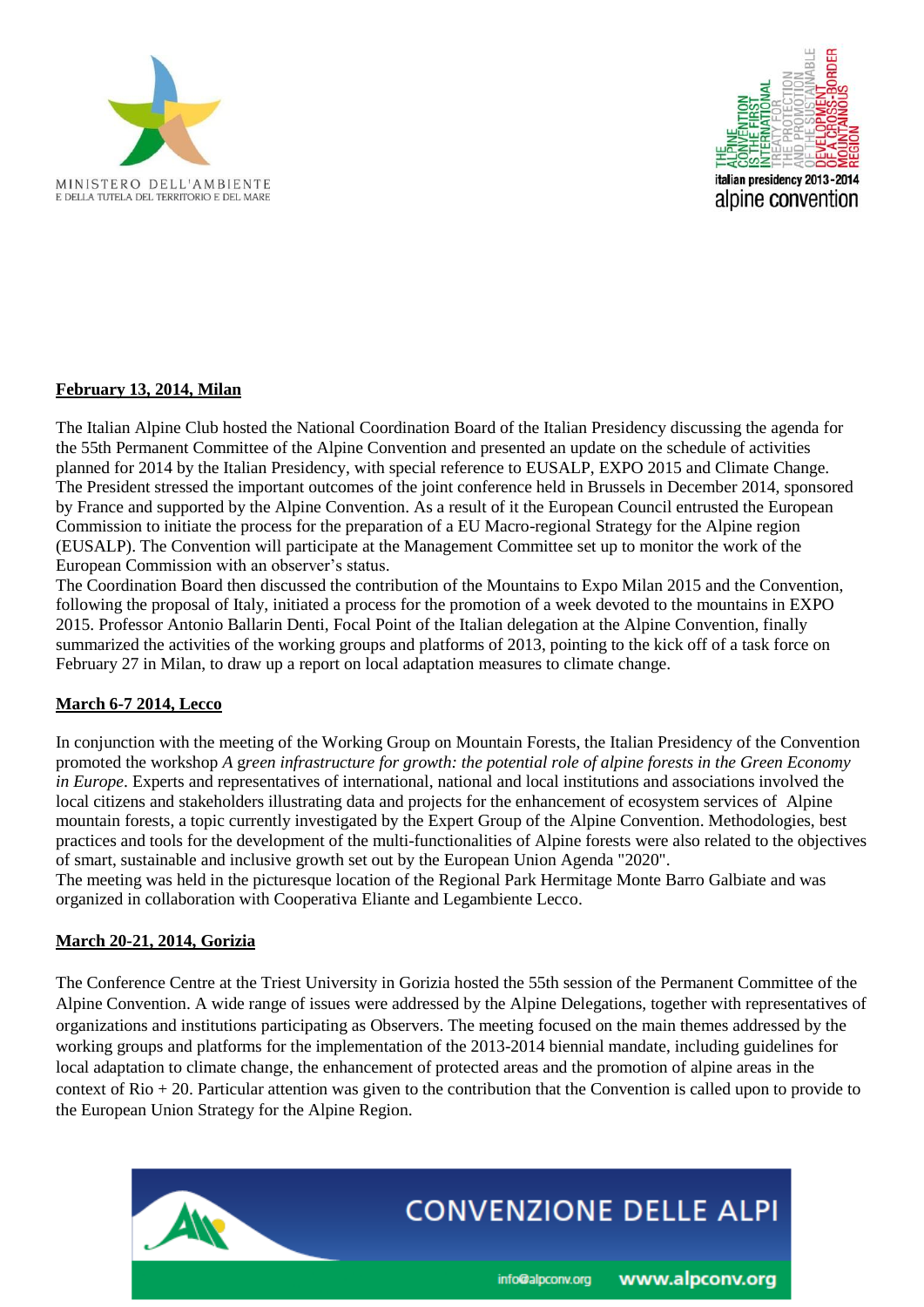**February 13, 2014, Milan**

The Italian Alpine Club hosted the National Coordination Board of the Italian Presidency discussing the agenda for the 55th Permanent Committee of the Alpine Convention and presented an update on the schedule of activities planned for 2014 by the Italian Presidency, with special reference to EUSALP, EXPO 2015 and Climate Change. The President stressed the important outcomes of the joint conference held in Brussels in December 2014, sponsored by France and supported by the Alpine Convention. As a result of it the European Council entrusted the European Commission to initiate the process for the preparation of a EU Macro-regional Strategy for the Alpine region (EUSALP). The Convention will participate at the Management Committee set up to monitor the work of the European Commission with an observer's status.

The Coordination Board then discussed the contribution of the Mountains to Expo Milan 2015 and the Convention, following the proposal of Italy, initiated a process for the promotion of a week devoted to the mountains in EXPO 2015. Professor Antonio Ballarin Denti, Focal Point of the Italian delegation at the Alpine Convention, finally summarized the activities of the working groups and platforms of 2013, pointing to the kick off of a task force on February 27 in Milan, to draw up a report on local adaptation measures to climate change.

**March 6-7 2014, Lecco**

In conjunction with the meeting of the Working Group on Mountain Forests, the Italian Presidency of the Convention promoted the workshop *A green infrastructure for growth: the potential role of alpine forests in the Green Economy in Europe*. Experts and representatives of international, national and local institutions and associations involved the local citizens and stakeholders illustrating data and projects for the enhancement of ecosystem services of Alpine mountain forests, a topic currently investigated by the Expert Group of the Alpine Convention. Methodologies, best practices and tools for the development of the multi-functionalities of Alpine forests were also related to the objectives of smart, sustainable and inclusive growth set out by the European Union Agenda "2020".

The meeting was held in the picturesque location of the Regional Park Hermitage Monte Barro Galbiate and was organized in collaboration with Cooperativa Eliante and Legambiente Lecco.

**March 20-21, 2014, Gorizia**

The Conference Centre at the Triest University in Gorizia hosted the 55th session of the Permanent Committee of the Alpine Convention. A wide range of issues were addressed by the Alpine Delegations, together with representatives of organizations and institutions participating as Observers. The meeting focused on the main themes addressed by the working groups and platforms for the implementation of the 2013-2014 biennial mandate, including guidelines for local adaptation to climate change, the enhancement of protected areas and the promotion of alpine areas in the context of Rio + 20. Particular attention was given to the contribution that the Convention is called upon to provide to the European Union Strategy for the Alpine Region.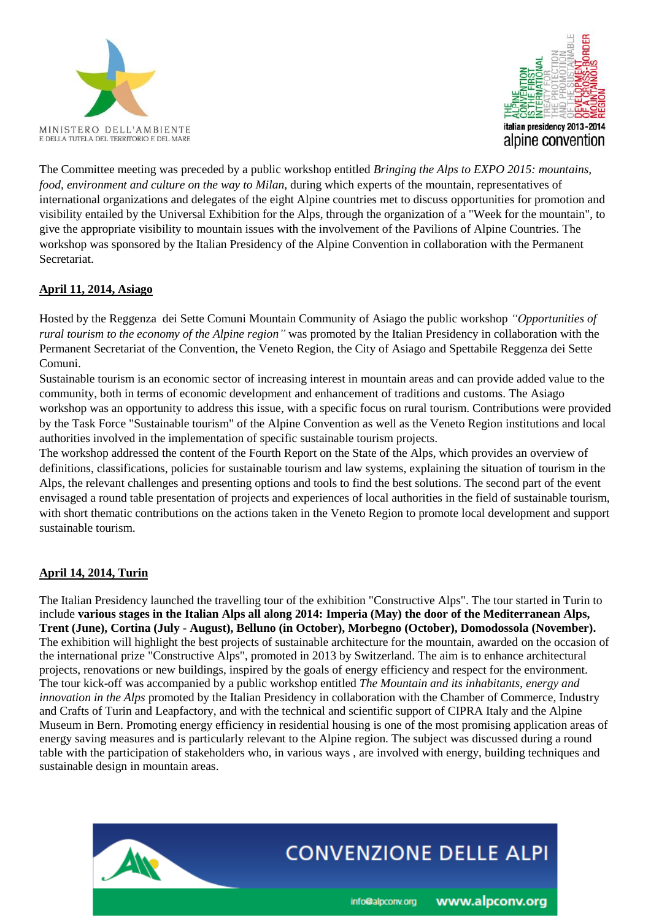The Committee meeting was preceded by a public workshop entitled *Bringing the Alps to EXPO 2015: mountains, food, environment and culture on the way to Milan*, during which experts of the mountain, representatives of international organizations and delegates of the eight Alpine countries met to discuss opportunities for promotion and visibility entailed by the Universal Exhibition for the Alps, through the organization of a "Week for the mountain", to give the appropriate visibility to mountain issues with the involvement of the Pavilions of Alpine Countries. The workshop was sponsored by the Italian Presidency of the Alpine Convention in collaboration with the Permanent Secretariat.

**April 11, 2014, Asiago**

Hosted by the Reggenza dei Sette Comuni Mountain Community of Asiago the public workshop *"Opportunities of rural tourism to the economy of the Alpine region"* was promoted by the Italian Presidency in collaboration with the Permanent Secretariat of the Convention, the Veneto Region, the City of Asiago and Spettabile Reggenza dei Sette Comuni.

Sustainable tourism is an economic sector of increasing interest in mountain areas and can provide added value to the community, both in terms of economic development and enhancement of traditions and customs. The Asiago workshop was an opportunity to address this issue, with a specific focus on rural tourism. Contributions were provided by the Task Force "Sustainable tourism" of the Alpine Convention as well as the Veneto Region institutions and local authorities involved in the implementation of specific sustainable tourism projects.

The workshop addressed the content of the Fourth Report on the State of the Alps, which provides an overview of definitions, classifications, policies for sustainable tourism and law systems, explaining the situation of tourism in the Alps, the relevant challenges and presenting options and tools to find the best solutions. The second part of the event envisaged a round table presentation of projects and experiences of local authorities in the field of sustainable tourism, with short thematic contributions on the actions taken in the Veneto Region to promote local development and support sustainable tourism.

**April 14, 2014, Turin**

The Italian Presidency launched the travelling tour of the exhibition "Constructive Alps". The tour started in Turin to include **various stages in the Italian Alps all along 2014: Imperia (May) the door of the Mediterranean Alps, Trent (June), Cortina (July - August), Belluno (in October), Morbegno (October), Domodossola (November).** The exhibition will highlight the best projects of sustainable architecture for the mountain, awarded on the occasion of the international prize "Constructive Alps", promoted in 2013 by Switzerland. The aim is to enhance architectural projects, renovations or new buildings, inspired by the goals of energy efficiency and respect for the environment. The tour kick-off was accompanied by a public workshop entitled *The Mountain and its inhabitants, energy and innovation in the Alps* promoted by the Italian Presidency in collaboration with the Chamber of Commerce, Industry and Crafts of Turin and Leapfactory, and with the technical and scientific support of CIPRA Italy and the Alpine Museum in Bern. Promoting energy efficiency in residential housing is one of the most promising application areas of energy saving measures and is particularly relevant to the Alpine region. The subject was discussed during a round table with the participation of stakeholders who, in various ways , are involved with energy, building techniques and sustainable design in mountain areas.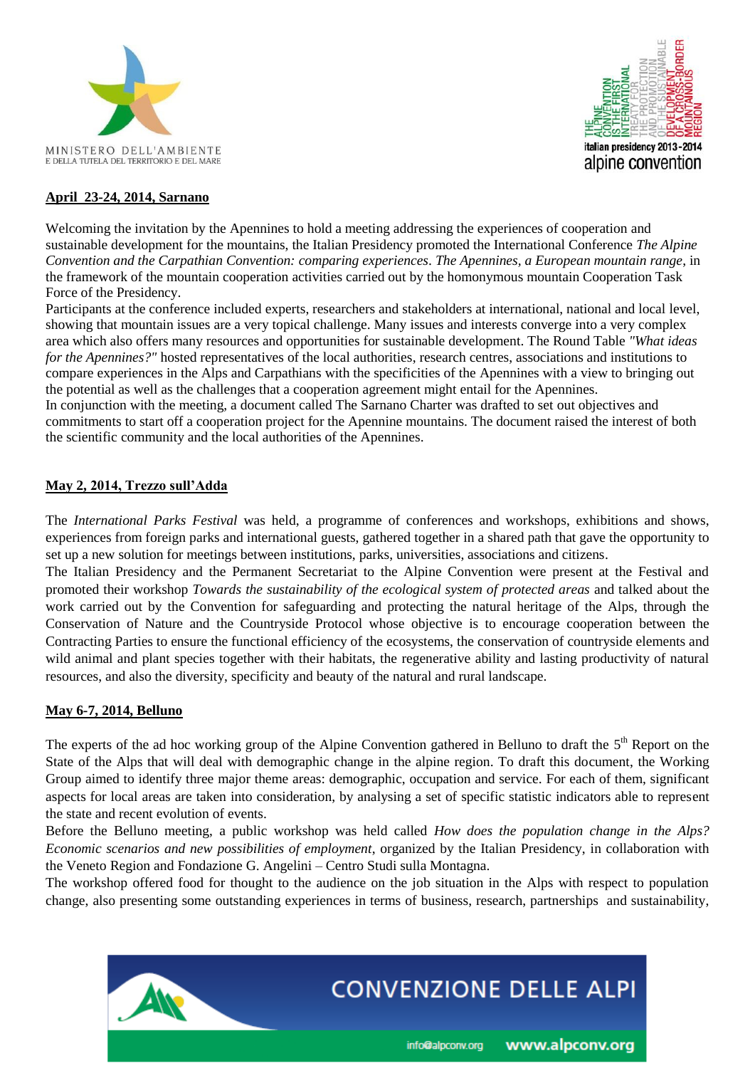**April 23-24, 2014, Sarnano**

Welcoming the invitation by the Apennines to hold a meeting addressing the experiences of cooperation and sustainable development for the mountains, the Italian Presidency promoted the International Conference *The Alpine Convention and the Carpathian Convention: comparing experiences. The Apennines, a European mountain range*, in the framework of the mountain cooperation activities carried out by the homonymous mountain Cooperation Task Force of the Presidency.

Participants at the conference included experts, researchers and stakeholders at international, national and local level, showing that mountain issues are a very topical challenge. Many issues and interests converge into a very complex area which also offers many resources and opportunities for sustainable development. The Round Table *"What ideas for the Apennines?"* hosted representatives of the local authorities, research centres, associations and institutions to compare experiences in the Alps and Carpathians with the specificities of the Apennines with a view to bringing out the potential as well as the challenges that a cooperation agreement might entail for the Apennines.

In conjunction with the meeting, a document called The Sarnano Charter was drafted to set out objectives and commitments to start off a cooperation project for the Apennine mountains. The document raised the interest of both the scientific community and the local authorities of the Apennines.

**May 2, 2014, Trezzo sull'Adda**

The *International Parks Festival* was held, a programme of conferences and workshops, exhibitions and shows, experiences from foreign parks and international guests, gathered together in a shared path that gave the opportunity to set up a new solution for meetings between institutions, parks, universities, associations and citizens.

The Italian Presidency and the Permanent Secretariat to the Alpine Convention were present at the Festival and promoted their workshop *Towards the sustainability of the ecological system of protected areas* and talked about the work carried out by the Convention for safeguarding and protecting the natural heritage of the Alps, through the Conservation of Nature and the Countryside Protocol whose objective is to encourage cooperation between the Contracting Parties to ensure the functional efficiency of the ecosystems, the conservation of countryside elements and wild animal and plant species together with their habitats, the regenerative ability and lasting productivity of natural resources, and also the diversity, specificity and beauty of the natural and rural landscape.

**May 6-7, 2014, Belluno**

The experts of the ad hoc working group of the Alpine Convention gathered in Belluno to draft the 5th Report on the State of the Alps that will deal with demographic change in the alpine region. To draft this document, the Working Group aimed to identify three major theme areas: demographic, occupation and service. For each of them, significant aspects for local areas are taken into consideration, by analysing a set of specific statistic indicators able to represent the state and recent evolution of events.

Before the Belluno meeting, a public workshop was held called *How does the population change in the Alps? Economic scenarios and new possibilities of employment*, organized by the Italian Presidency, in collaboration with the Veneto Region and Fondazione G. Angelini – Centro Studi sulla Montagna.

The workshop offered food for thought to the audience on the job situation in the Alps with respect to population change, also presenting some outstanding experiences in terms of business, research, partnerships and sustainability,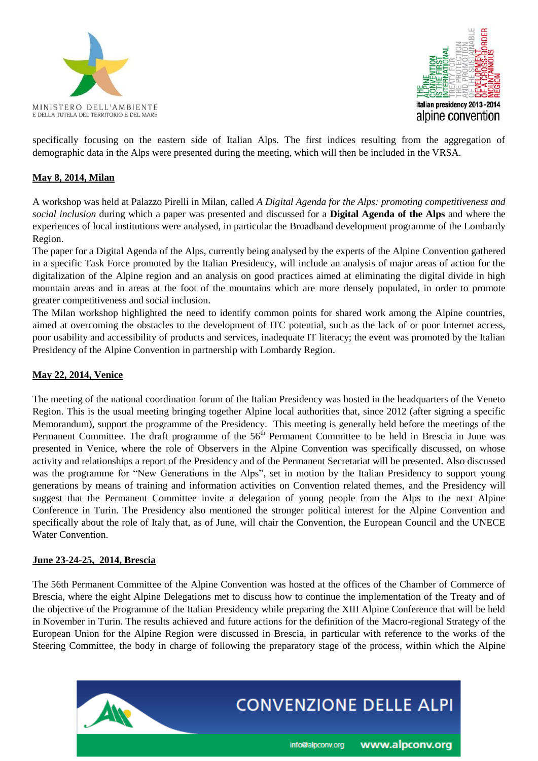specifically focusing on the eastern side of Italian Alps. The first indices resulting from the aggregation of demographic data in the Alps were presented during the meeting, which will then be included in the VRSA.

**May 8, 2014, Milan**

A workshop was held at Palazzo Pirelli in Milan, called *A Digital Agenda for the Alps: promoting competitiveness and social inclusion* during which a paper was presented and discussed for a **Digital Agenda of the Alps** and where the experiences of local institutions were analysed, in particular the Broadband development programme of the Lombardy Region.

The paper for a Digital Agenda of the Alps, currently being analysed by the experts of the Alpine Convention gathered in a specific Task Force promoted by the Italian Presidency, will include an analysis of major areas of action for the digitalization of the Alpine region and an analysis on good practices aimed at eliminating the digital divide in high mountain areas and in areas at the foot of the mountains which are more densely populated, in order to promote greater competitiveness and social inclusion.

The Milan workshop highlighted the need to identify common points for shared work among the Alpine countries, aimed at overcoming the obstacles to the development of ITC potential, such as the lack of or poor Internet access, poor usability and accessibility of products and services, inadequate IT literacy; the event was promoted by the Italian Presidency of the Alpine Convention in partnership with Lombardy Region.

**May 22, 2014, Venice**

The meeting of the national coordination forum of the Italian Presidency was hosted in the headquarters of the Veneto Region. This is the usual meeting bringing together Alpine local authorities that, since 2012 (after signing a specific Memorandum), support the programme of the Presidency. This meeting is generally held before the meetings of the Permanent Committee. The draft programme of the 56th Permanent Committee to be held in Brescia in June was presented in Venice, where the role of Observers in the Alpine Convention was specifically discussed, on whose activity and relationships a report of the Presidency and of the Permanent Secretariat will be presented. Also discussed was the programme for "New Generations in the Alps", set in motion by the Italian Presidency to support young generations by means of training and information activities on Convention related themes, and the Presidency will suggest that the Permanent Committee invite a delegation of young people from the Alps to the next Alpine Conference in Turin. The Presidency also mentioned the stronger political interest for the Alpine Convention and specifically about the role of Italy that, as of June, will chair the Convention, the European Council and the UNECE Water Convention.

**June 23-24-25, 2014, Brescia**

The 56th Permanent Committee of the Alpine Convention was hosted at the offices of the Chamber of Commerce of Brescia, where the eight Alpine Delegations met to discuss how to continue the implementation of the Treaty and of the objective of the Programme of the Italian Presidency while preparing the XIII Alpine Conference that will be held in November in Turin. The results achieved and future actions for the definition of the Macro-regional Strategy of the European Union for the Alpine Region were discussed in Brescia, in particular with reference to the works of the Steering Committee, the body in charge of following the preparatory stage of the process, within which the Alpine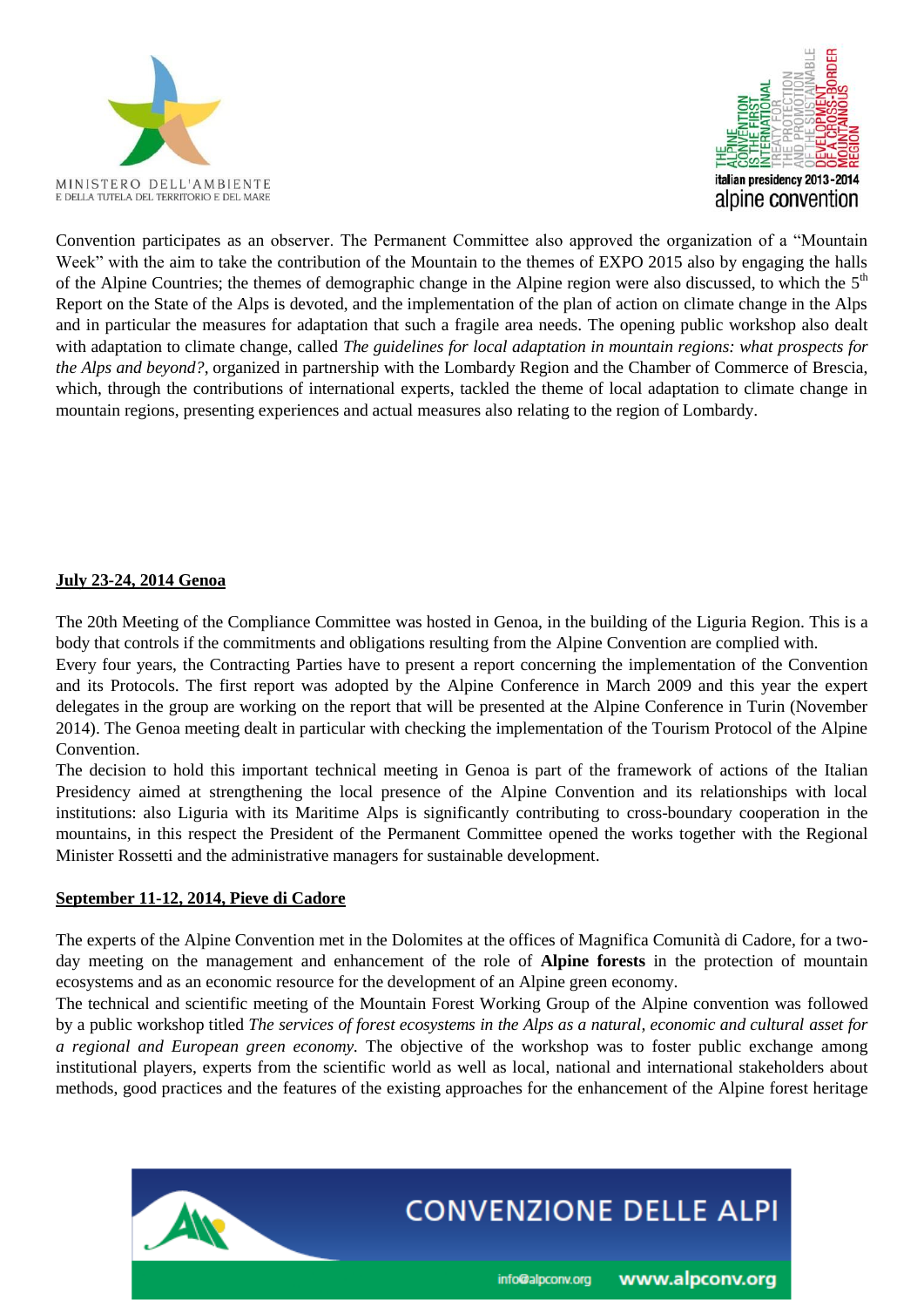Convention participates as an observer. The Permanent Committee also approved the organization of a "Mountain Week" with the aim to take the contribution of the Mountain to the themes of EXPO 2015 also by engaging the halls of the Alpine Countries; the themes of demographic change in the Alpine region were also discussed, to which the 5th Report on the State of the Alps is devoted, and the implementation of the plan of action on climate change in the Alps and in particular the measures for adaptation that such a fragile area needs. The opening public workshop also dealt with adaptation to climate change, called *The guidelines for local adaptation in mountain regions: what prospects for the Alps and beyond?*, organized in partnership with the Lombardy Region and the Chamber of Commerce of Brescia, which, through the contributions of international experts, tackled the theme of local adaptation to climate change in mountain regions, presenting experiences and actual measures also relating to the region of Lombardy.

**July 23-24, 2014 Genoa**

The 20th Meeting of the Compliance Committee was hosted in Genoa, in the building of the Liguria Region. This is a body that controls if the commitments and obligations resulting from the Alpine Convention are complied with.
Every four years, the Contracting Parties have to present a report concerning the implementation of the Convention and its Protocols. The first report was adopted by the Alpine Conference in March 2009 and this year the expert delegates in the group are working on the report that will be presented at the Alpine Conference in Turin (November 2014). The Genoa meeting dealt in particular with checking the implementation of the Tourism Protocol of the Alpine Convention.
The decision to hold this important technical meeting in Genoa is part of the framework of actions of the Italian Presidency aimed at strengthening the local presence of the Alpine Convention and its relationships with local institutions: also Liguria with its Maritime Alps is significantly contributing to cross-boundary cooperation in the mountains, in this respect the President of the Permanent Committee opened the works together with the Regional Minister Rossetti and the administrative managers for sustainable development.

**September 11-12, 2014, Pieve di Cadore**

The experts of the Alpine Convention met in the Dolomites at the offices of Magnifica Comunità di Cadore, for a two-day meeting on the management and enhancement of the role of **Alpine forests** in the protection of mountain ecosystems and as an economic resource for the development of an Alpine green economy.
The technical and scientific meeting of the Mountain Forest Working Group of the Alpine convention was followed by a public workshop titled *The services of forest ecosystems in the Alps as a natural, economic and cultural asset for a regional and European green economy.* The objective of the workshop was to foster public exchange among institutional players, experts from the scientific world as well as local, national and international stakeholders about methods, good practices and the features of the existing approaches for the enhancement of the Alpine forest heritage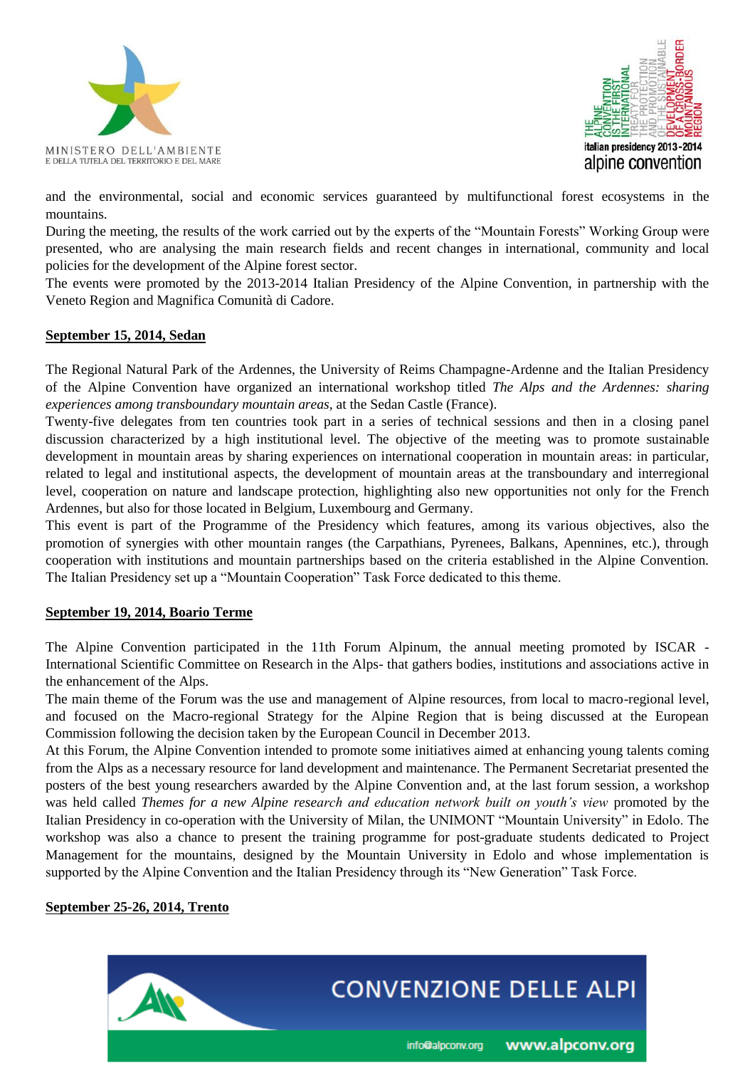and the environmental, social and economic services guaranteed by multifunctional forest ecosystems in the mountains.

During the meeting, the results of the work carried out by the experts of the “Mountain Forests” Working Group were presented, who are analysing the main research fields and recent changes in international, community and local policies for the development of the Alpine forest sector.

The events were promoted by the 2013-2014 Italian Presidency of the Alpine Convention, in partnership with the Veneto Region and Magnifica Comunità di Cadore.

**September 15, 2014, Sedan**

The Regional Natural Park of the Ardennes, the University of Reims Champagne-Ardenne and the Italian Presidency of the Alpine Convention have organized an international workshop titled *The Alps and the Ardennes: sharing experiences among transboundary mountain areas,* at the Sedan Castle (France).

Twenty-five delegates from ten countries took part in a series of technical sessions and then in a closing panel discussion characterized by a high institutional level. The objective of the meeting was to promote sustainable development in mountain areas by sharing experiences on international cooperation in mountain areas: in particular, related to legal and institutional aspects, the development of mountain areas at the transboundary and interregional level, cooperation on nature and landscape protection, highlighting also new opportunities not only for the French Ardennes, but also for those located in Belgium, Luxembourg and Germany.

This event is part of the Programme of the Presidency which features, among its various objectives, also the promotion of synergies with other mountain ranges (the Carpathians, Pyrenees, Balkans, Apennines, etc.), through cooperation with institutions and mountain partnerships based on the criteria established in the Alpine Convention. The Italian Presidency set up a “Mountain Cooperation” Task Force dedicated to this theme.

**September 19, 2014, Boario Terme**

The Alpine Convention participated in the 11th Forum Alpinum, the annual meeting promoted by ISCAR - International Scientific Committee on Research in the Alps- that gathers bodies, institutions and associations active in the enhancement of the Alps.

The main theme of the Forum was the use and management of Alpine resources, from local to macro-regional level, and focused on the Macro-regional Strategy for the Alpine Region that is being discussed at the European Commission following the decision taken by the European Council in December 2013.

At this Forum, the Alpine Convention intended to promote some initiatives aimed at enhancing young talents coming from the Alps as a necessary resource for land development and maintenance. The Permanent Secretariat presented the posters of the best young researchers awarded by the Alpine Convention and, at the last forum session, a workshop was held called *Themes for a new Alpine research and education network built on youth’s view* promoted by the Italian Presidency in co-operation with the University of Milan, the UNIMONT “Mountain University” in Edolo. The workshop was also a chance to present the training programme for post-graduate students dedicated to Project Management for the mountains, designed by the Mountain University in Edolo and whose implementation is supported by the Alpine Convention and the Italian Presidency through its “New Generation” Task Force.

**September 25-26, 2014, Trento**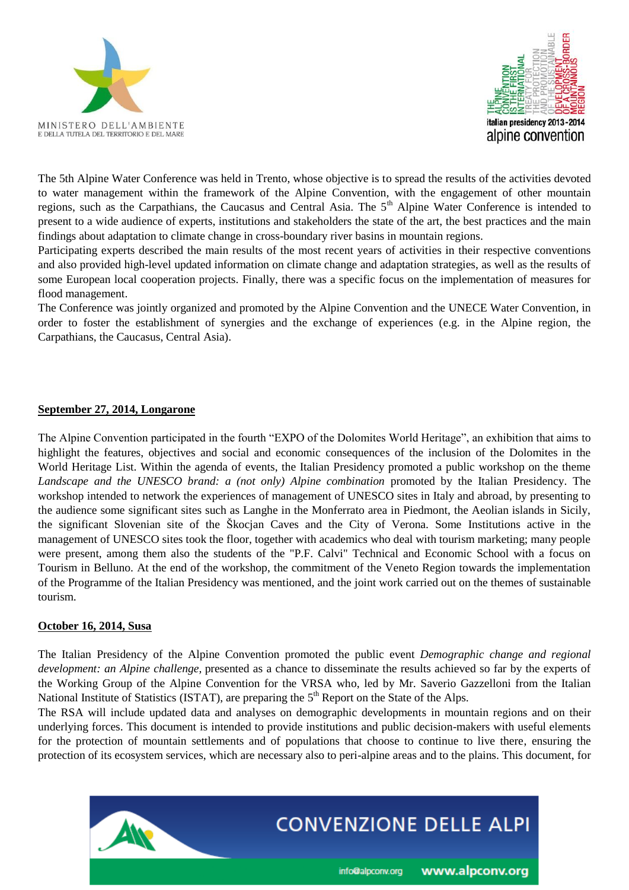The 5th Alpine Water Conference was held in Trento, whose objective is to spread the results of the activities devoted to water management within the framework of the Alpine Convention, with the engagement of other mountain regions, such as the Carpathians, the Caucasus and Central Asia. The 5th Alpine Water Conference is intended to present to a wide audience of experts, institutions and stakeholders the state of the art, the best practices and the main findings about adaptation to climate change in cross-boundary river basins in mountain regions.

Participating experts described the main results of the most recent years of activities in their respective conventions and also provided high-level updated information on climate change and adaptation strategies, as well as the results of some European local cooperation projects. Finally, there was a specific focus on the implementation of measures for flood management.

The Conference was jointly organized and promoted by the Alpine Convention and the UNECE Water Convention, in order to foster the establishment of synergies and the exchange of experiences (e.g. in the Alpine region, the Carpathians, the Caucasus, Central Asia).

**September 27, 2014, Longarone**

The Alpine Convention participated in the fourth "EXPO of the Dolomites World Heritage", an exhibition that aims to highlight the features, objectives and social and economic consequences of the inclusion of the Dolomites in the World Heritage List. Within the agenda of events, the Italian Presidency promoted a public workshop on the theme *Landscape and the UNESCO brand: a (not only) Alpine combination* promoted by the Italian Presidency. The workshop intended to network the experiences of management of UNESCO sites in Italy and abroad, by presenting to the audience some significant sites such as Langhe in the Monferrato area in Piedmont, the Aeolian islands in Sicily, the significant Slovenian site of the Škocjan Caves and the City of Verona. Some Institutions active in the management of UNESCO sites took the floor, together with academics who deal with tourism marketing; many people were present, among them also the students of the "P.F. Calvi" Technical and Economic School with a focus on Tourism in Belluno. At the end of the workshop, the commitment of the Veneto Region towards the implementation of the Programme of the Italian Presidency was mentioned, and the joint work carried out on the themes of sustainable tourism.

**October 16, 2014, Susa**

The Italian Presidency of the Alpine Convention promoted the public event *Demographic change and regional development: an Alpine challenge*, presented as a chance to disseminate the results achieved so far by the experts of the Working Group of the Alpine Convention for the VRSA who, led by Mr. Saverio Gazzelloni from the Italian National Institute of Statistics (ISTAT), are preparing the 5th Report on the State of the Alps.

The RSA will include updated data and analyses on demographic developments in mountain regions and on their underlying forces. This document is intended to provide institutions and public decision-makers with useful elements for the protection of mountain settlements and of populations that choose to continue to live there, ensuring the protection of its ecosystem services, which are necessary also to peri-alpine areas and to the plains. This document, for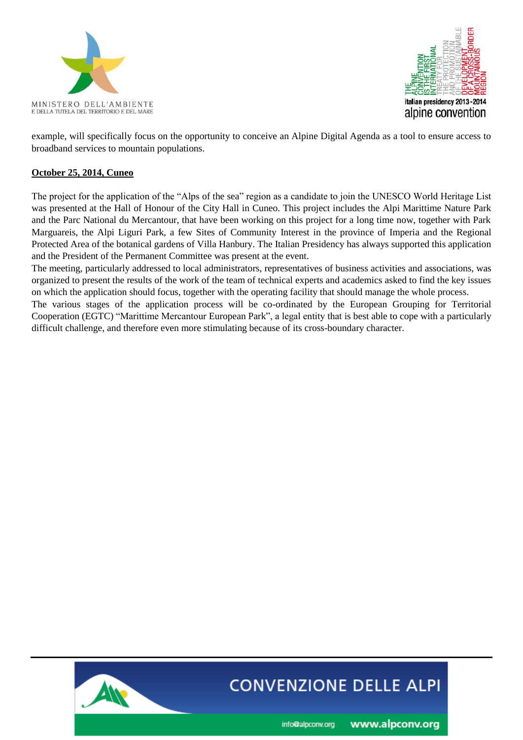example, will specifically focus on the opportunity to conceive an Alpine Digital Agenda as a tool to ensure access to broadband services to mountain populations.

**October 25, 2014, Cuneo**

The project for the application of the "Alps of the sea" region as a candidate to join the UNESCO World Heritage List was presented at the Hall of Honour of the City Hall in Cuneo. This project includes the Alpi Marittime Nature Park and the Parc National du Mercantour, that have been working on this project for a long time now, together with Park Marguareis, the Alpi Liguri Park, a few Sites of Community Interest in the province of Imperia and the Regional Protected Area of the botanical gardens of Villa Hanbury. The Italian Presidency has always supported this application and the President of the Permanent Committee was present at the event.

The meeting, particularly addressed to local administrators, representatives of business activities and associations, was organized to present the results of the work of the team of technical experts and academics asked to find the key issues on which the application should focus, together with the operating facility that should manage the whole process.

The various stages of the application process will be co-ordinated by the European Grouping for Territorial Cooperation (EGTC) "Marittime Mercantour European Park", a legal entity that is best able to cope with a particularly difficult challenge, and therefore even more stimulating because of its cross-boundary character.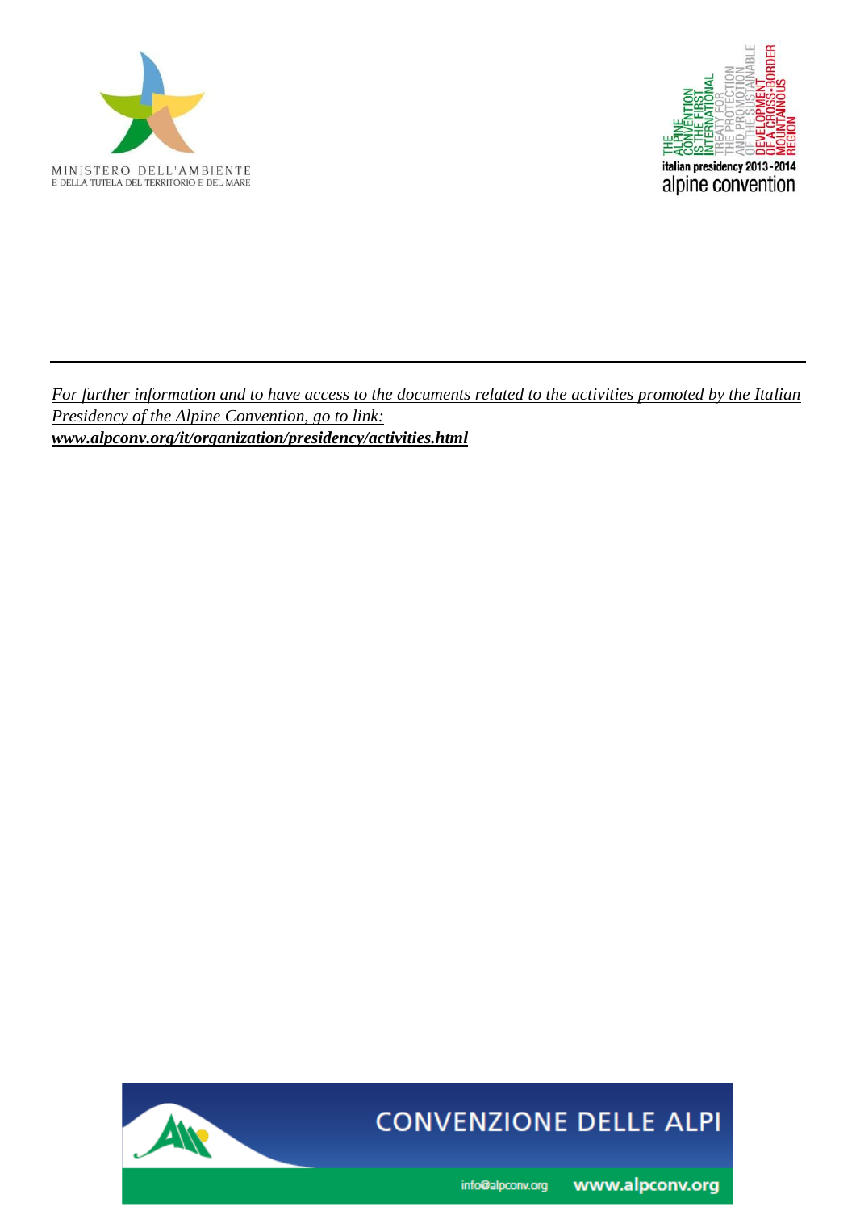MINISTERO DELL'AMBIENTE
E DELLA TUTELA DEL TERRITORIO E DEL MARE

THE ALPINE CONVENTION IS THE FIRST INTERNATIONAL TREATY FOR THE PROTECTION AND PROMOTION OF THE SUSTAINABLE DEVELOPMENT OF A CROSS-BORDER MOUNTAINOUS REGION

italian presidency 2013-2014
alpine convention

---

*For further information and to have access to the documents related to the activities promoted by the Italian Presidency of the Alpine Convention, go to link:*
***www.alpconv.org/it/organization/presidency/activities.html***

CONVENZIONE DELLE ALPI

info@alpconv.org www.alpconv.org